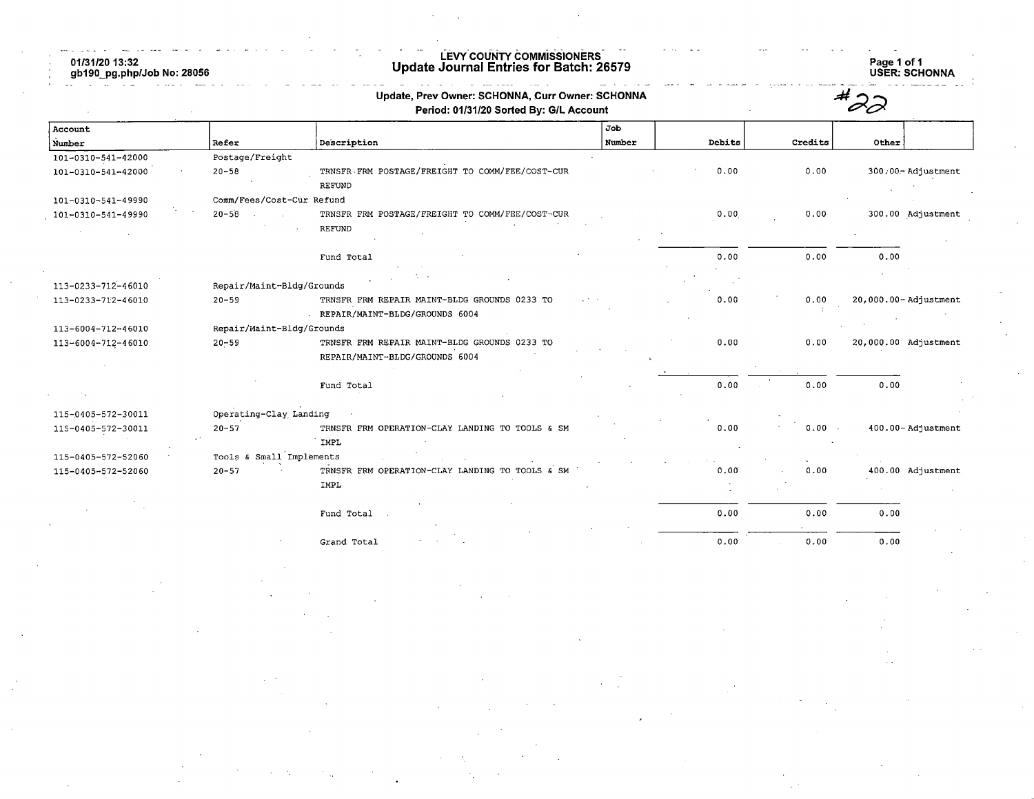01/31/20 13:32
gb190_pg.php/Job No: 28056

# LEVY COUNTY COMMISSIONERS
## Update Journal Entries for Batch: 26579

Page 1 of 1
USER: SCHONNA

**Update, Prev Owner: SCHONNA, Curr Owner: SCHONNA**
**Period: 01/31/20 Sorted By: G/L Account**

#22

| Account Number | Refer | Description | Job Number | Debits | Credits | Other | |
|---|---|---|---|---|---|---|---|
| 101-0310-541-42000 | Postage/Freight | | | | | | |
| 101-0310-541-42000 | 20-58 | TRNSFR FRM POSTAGE/FREIGHT TO COMM/FEE/COST-CUR REFUND | | 0.00 | 0.00 | 300.00- | Adjustment |
| 101-0310-541-49990 | Comm/Fees/Cost-Cur Refund | | | | | | |
| 101-0310-541-49990 | 20-58 | TRNSFR FRM POSTAGE/FREIGHT TO COMM/FEE/COST-CUR REFUND | | 0.00 | 0.00 | 300.00 | Adjustment |
| | | Fund Total | | 0.00 | 0.00 | 0.00 | |
| 113-0233-712-46010 | Repair/Maint-Bldg/Grounds | | | | | | |
| 113-0233-712-46010 | 20-59 | TRNSFR FRM REPAIR MAINT-BLDG GROUNDS 0233 TO REPAIR/MAINT-BLDG/GROUNDS 6004 | | 0.00 | 0.00 | 20,000.00- | Adjustment |
| 113-6004-712-46010 | Repair/Maint-Bldg/Grounds | | | | | | |
| 113-6004-712-46010 | 20-59 | TRNSFR FRM REPAIR MAINT-BLDG GROUNDS 0233 TO REPAIR/MAINT-BLDG/GROUNDS 6004 | | 0.00 | 0.00 | 20,000.00 | Adjustment |
| | | Fund Total | | 0.00 | 0.00 | 0.00 | |
| 115-0405-572-30011 | Operating-Clay Landing | | | | | | |
| 115-0405-572-30011 | 20-57 | TRNSFR FRM OPERATION-CLAY LANDING TO TOOLS & SM IMPL | | 0.00 | 0.00 | 400.00- | Adjustment |
| 115-0405-572-52060 | Tools & Small Implements | | | | | | |
| 115-0405-572-52060 | 20-57 | TRNSFR FRM OPERATION-CLAY LANDING TO TOOLS & SM IMPL | | 0.00 | 0.00 | 400.00 | Adjustment |
| | | Fund Total | | 0.00 | 0.00 | 0.00 | |
| | | Grand Total | | 0.00 | 0.00 | 0.00 | |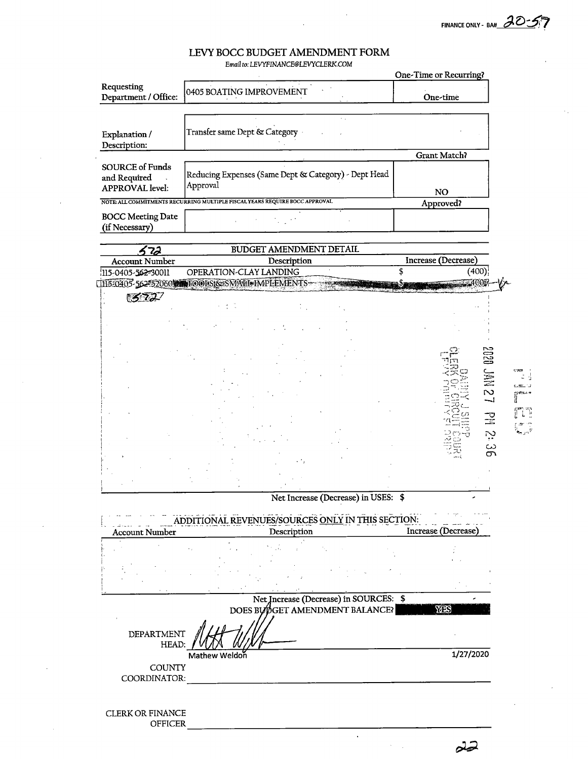FINANCE ONLY - BA# 20-57

# LEVY BOCC BUDGET AMENDMENT FORM

*Email to: LEVYFINANCE@LEVYCLERK.COM*

| | | One-Time or Recurring? |
|---|---|---|
| Requesting Department / Office: | 0405 BOATING IMPROVEMENT | One-time |
| Explanation / Description: | Transfer same Dept & Category | |
| | | Grant Match? |
| SOURCE of Funds and Required APPROVAL level: | Reducing Expenses (Same Dept & Category) - Dept Head Approval | NO |
| NOTE: ALL COMMITMENTS RECURRING MULTIPLE FISCAL YEARS REQUIRE BOCC APPROVAL | | Approved? |
| BOCC Meeting Date (if Necessary) | | |

## BUDGET AMENDMENT DETAIL

572

| Account Number | Description | Increase (Decrease) |
|---|---|---|
| 115-0405-~~562~~-30011 | OPERATION-CLAY LANDING | $ (400) |
| 115-0405-562-52060 | TOOLS & SMALL IMPLEMENTS | $ 400 |
| 572 | | |

Net Increase (Decrease) in USES: $ -

## ADDITIONAL REVENUES/SOURCES ONLY IN THIS SECTION:

| Account Number | Description | Increase (Decrease) |
|---|---|---|
| | | |

Net Increase (Decrease) in SOURCES: $ -

DOES BUDGET AMENDMENT BALANCE? **YES**

2020 JAN 27 PM 2:36
DANNY J SHIPP
CLERK OF CIRCUIT COURT
LEVY COUNTY FL
FILED

DEPARTMENT HEAD: [signature]
Mathew Weldon 1/27/2020

COUNTY COORDINATOR: ______________________

CLERK OR FINANCE OFFICER ______________________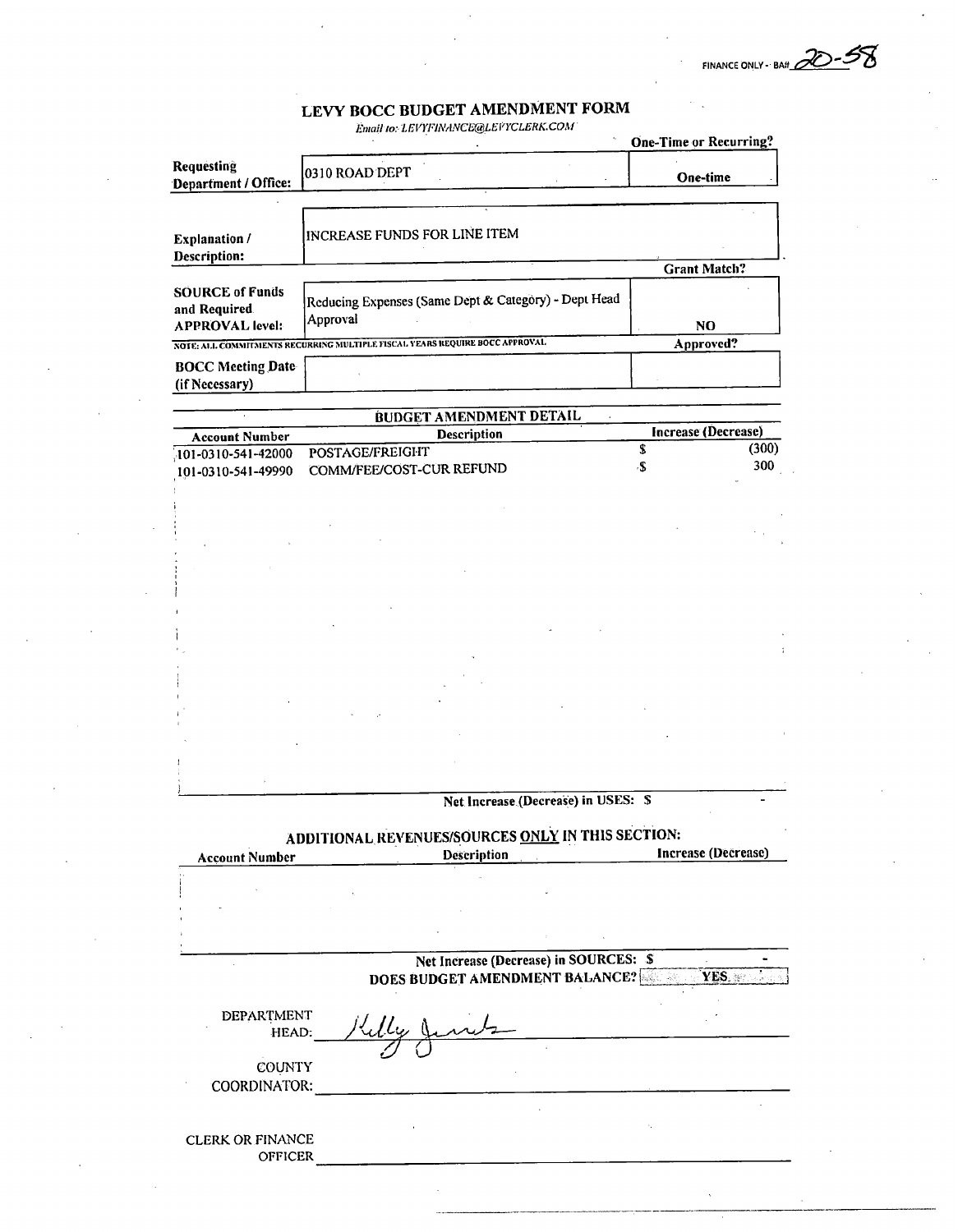FINANCE ONLY - BA# 20-58

# LEVY BOCC BUDGET AMENDMENT FORM

*Email to: LEVYFINANCE@LEVYCLERK.COM*

| | | One-Time or Recurring? |
|---|---|---|
| **Requesting Department / Office:** | 0310 ROAD DEPT | One-time |
| **Explanation / Description:** | INCREASE FUNDS FOR LINE ITEM | |
| | | **Grant Match?** |
| **SOURCE of Funds and Required APPROVAL level:** | Reducing Expenses (Same Dept & Category) - Dept Head Approval | NO |

NOTE: ALL COMMITMENTS RECURRING MULTIPLE FISCAL YEARS REQUIRE BOCC APPROVAL

| | | Approved? |
|---|---|---|
| **BOCC Meeting Date (if Necessary)** | | |

## BUDGET AMENDMENT DETAIL

| Account Number | Description | Increase (Decrease) |
|---|---|---|
| 101-0310-541-42000 | POSTAGE/FREIGHT | $ (300) |
| 101-0310-541-49990 | COMM/FEE/COST-CUR REFUND | $ 300 |

Net Increase (Decrease) in USES: $ -

## ADDITIONAL REVENUES/SOURCES ONLY IN THIS SECTION:

| Account Number | Description | Increase (Decrease) |
|---|---|---|
| | | |

Net Increase (Decrease) in SOURCES: $ -

DOES BUDGET AMENDMENT BALANCE? YES

DEPARTMENT HEAD: Kelly Jenets

COUNTY COORDINATOR: ______________________

CLERK OR FINANCE OFFICER ______________________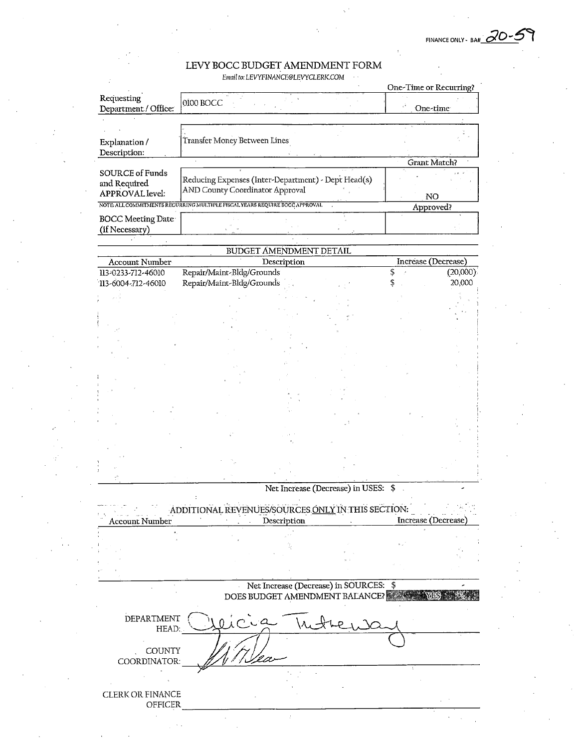FINANCE ONLY - BA# 20-59

# LEVY BOCC BUDGET AMENDMENT FORM

*Email to: LEVYFINANCE@LEVYCLERK.COM*

| | | One-Time or Recurring? |
|---|---|---|
| Requesting Department / Office: | 0100 BOCC | One-time |
| Explanation / Description: | Transfer Money Between Lines | |
| | | Grant Match? |
| SOURCE of Funds and Required APPROVAL level: | Reducing Expenses (Inter-Department) - Dept Head(s) AND County Coordinator Approval | NO |
| NOTE: ALL COMMITMENTS RECURRING MULTIPLE FISCAL YEARS REQUIRE BOCC APPROVAL. | | Approved? |
| BOCC Meeting Date (if Necessary) | | |

## BUDGET AMENDMENT DETAIL

| Account Number | Description | Increase (Decrease) |
|---|---|---|
| 113-0233-712-46010 | Repair/Maint-Bldg/Grounds | $ (20,000) |
| 113-6004-712-46010 | Repair/Maint-Bldg/Grounds | $ 20,000 |

Net Increase (Decrease) in USES: $ -

## ADDITIONAL REVENUES/SOURCES ONLY IN THIS SECTION:

| Account Number | Description | Increase (Decrease) |
|---|---|---|
| | | |

Net Increase (Decrease) in SOURCES: $ -

DOES BUDGET AMENDMENT BALANCE? YES

DEPARTMENT HEAD: Alicia Tretheway

COUNTY COORDINATOR: [signature]

CLERK OR FINANCE OFFICER: ____________________